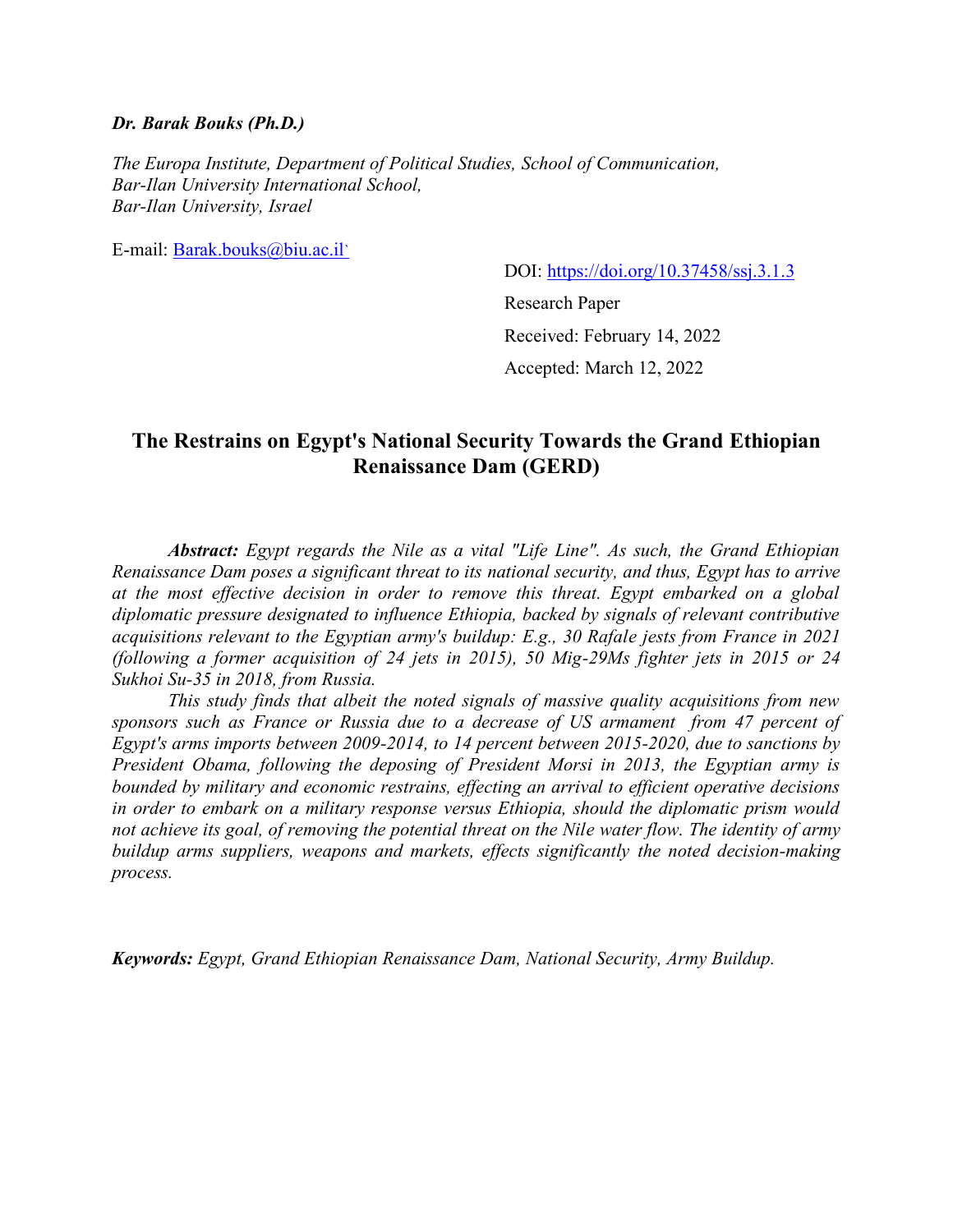***Dr. Barak Bouks (Ph.D.)***

*The Europa Institute, Department of Political Studies, School of Communication,*
*Bar-Ilan University International School,*
*Bar-Ilan University, Israel*

E-mail: [Barak.bouks@biu.ac.il`](mailto:Barak.bouks@biu.ac.il)

DOI: https://doi.org/10.37458/ssj.3.1.3

Research Paper

Received: February 14, 2022

Accepted: March 12, 2022

# The Restrains on Egypt's National Security Towards the Grand Ethiopian Renaissance Dam (GERD)

***Abstract:*** *Egypt regards the Nile as a vital "Life Line". As such, the Grand Ethiopian Renaissance Dam poses a significant threat to its national security, and thus, Egypt has to arrive at the most effective decision in order to remove this threat. Egypt embarked on a global diplomatic pressure designated to influence Ethiopia, backed by signals of relevant contributive acquisitions relevant to the Egyptian army's buildup: E.g., 30 Rafale jests from France in 2021 (following a former acquisition of 24 jets in 2015), 50 Mig-29Ms fighter jets in 2015 or 24 Sukhoi Su-35 in 2018, from Russia.*

*This study finds that albeit the noted signals of massive quality acquisitions from new sponsors such as France or Russia due to a decrease of US armament from 47 percent of Egypt's arms imports between 2009-2014, to 14 percent between 2015-2020, due to sanctions by President Obama, following the deposing of President Morsi in 2013, the Egyptian army is bounded by military and economic restrains, effecting an arrival to efficient operative decisions in order to embark on a military response versus Ethiopia, should the diplomatic prism would not achieve its goal, of removing the potential threat on the Nile water flow. The identity of army buildup arms suppliers, weapons and markets, effects significantly the noted decision-making process.*

***Keywords:*** *Egypt, Grand Ethiopian Renaissance Dam, National Security, Army Buildup.*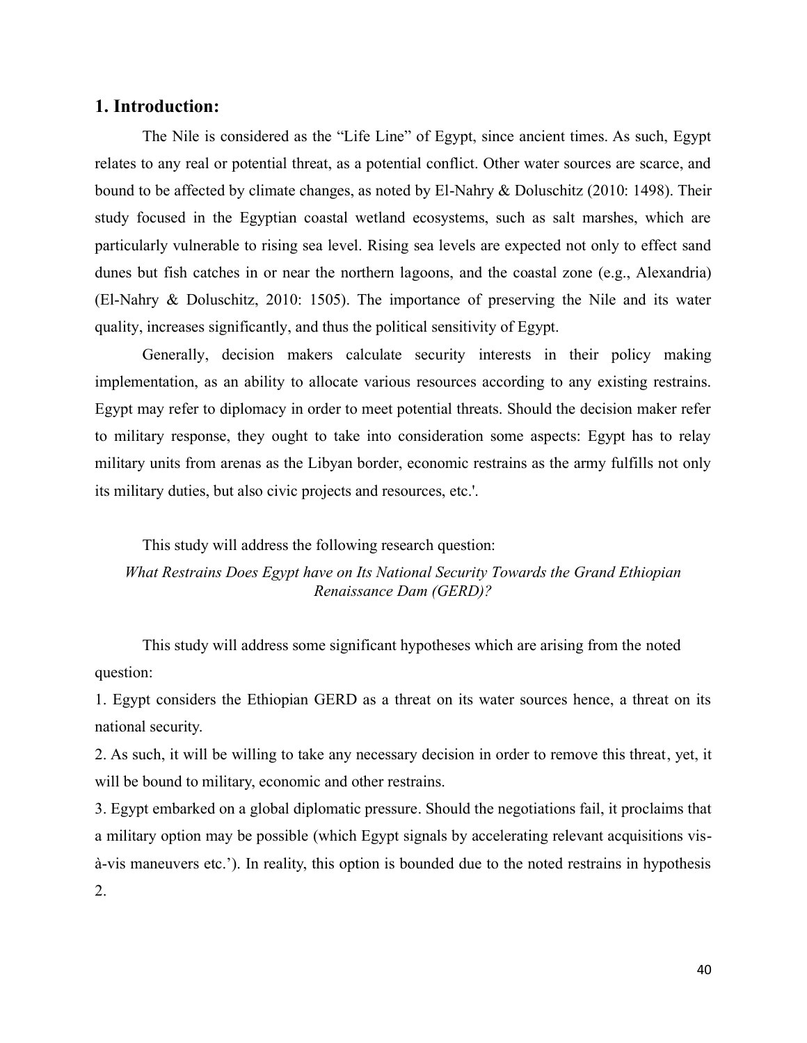## 1. Introduction:

The Nile is considered as the "Life Line" of Egypt, since ancient times. As such, Egypt relates to any real or potential threat, as a potential conflict. Other water sources are scarce, and bound to be affected by climate changes, as noted by El-Nahry & Doluschitz (2010: 1498). Their study focused in the Egyptian coastal wetland ecosystems, such as salt marshes, which are particularly vulnerable to rising sea level. Rising sea levels are expected not only to effect sand dunes but fish catches in or near the northern lagoons, and the coastal zone (e.g., Alexandria) (El-Nahry & Doluschitz, 2010: 1505). The importance of preserving the Nile and its water quality, increases significantly, and thus the political sensitivity of Egypt.

Generally, decision makers calculate security interests in their policy making implementation, as an ability to allocate various resources according to any existing restrains. Egypt may refer to diplomacy in order to meet potential threats. Should the decision maker refer to military response, they ought to take into consideration some aspects: Egypt has to relay military units from arenas as the Libyan border, economic restrains as the army fulfills not only its military duties, but also civic projects and resources, etc.'.

This study will address the following research question:

*What Restrains Does Egypt have on Its National Security Towards the Grand Ethiopian Renaissance Dam (GERD)?*

This study will address some significant hypotheses which are arising from the noted question:

1. Egypt considers the Ethiopian GERD as a threat on its water sources hence, a threat on its national security.
2. As such, it will be willing to take any necessary decision in order to remove this threat, yet, it will be bound to military, economic and other restrains.
3. Egypt embarked on a global diplomatic pressure. Should the negotiations fail, it proclaims that a military option may be possible (which Egypt signals by accelerating relevant acquisitions vis-à-vis maneuvers etc.'). In reality, this option is bounded due to the noted restrains in hypothesis 2.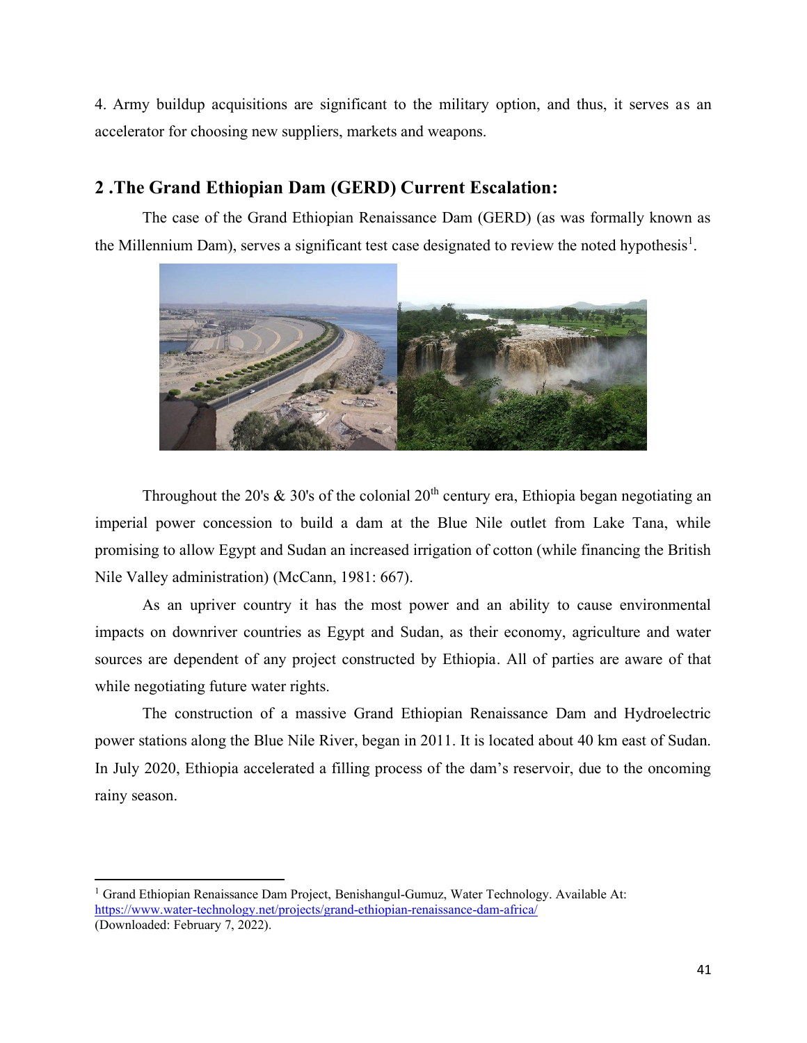4. Army buildup acquisitions are significant to the military option, and thus, it serves as an accelerator for choosing new suppliers, markets and weapons.

## 2 .The Grand Ethiopian Dam (GERD) Current Escalation:

The case of the Grand Ethiopian Renaissance Dam (GERD) (as was formally known as the Millennium Dam), serves a significant test case designated to review the noted hypothesis[1].

Throughout the 20's & 30's of the colonial 20th century era, Ethiopia began negotiating an imperial power concession to build a dam at the Blue Nile outlet from Lake Tana, while promising to allow Egypt and Sudan an increased irrigation of cotton (while financing the British Nile Valley administration) (McCann, 1981: 667).

As an upriver country it has the most power and an ability to cause environmental impacts on downriver countries as Egypt and Sudan, as their economy, agriculture and water sources are dependent of any project constructed by Ethiopia. All of parties are aware of that while negotiating future water rights.

The construction of a massive Grand Ethiopian Renaissance Dam and Hydroelectric power stations along the Blue Nile River, began in 2011. It is located about 40 km east of Sudan. In July 2020, Ethiopia accelerated a filling process of the dam's reservoir, due to the oncoming rainy season.

---

[1] Grand Ethiopian Renaissance Dam Project, Benishangul-Gumuz, Water Technology. Available At: https://www.water-technology.net/projects/grand-ethiopian-renaissance-dam-africa/ (Downloaded: February 7, 2022).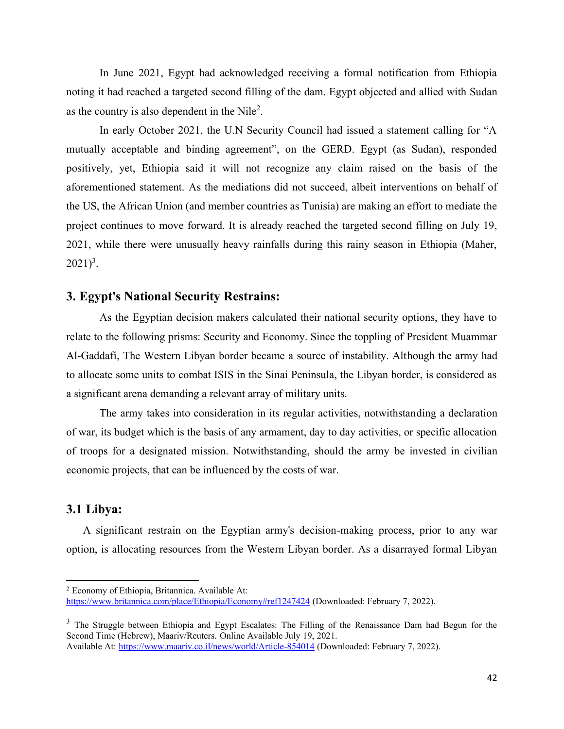In June 2021, Egypt had acknowledged receiving a formal notification from Ethiopia noting it had reached a targeted second filling of the dam. Egypt objected and allied with Sudan as the country is also dependent in the Nile[2].

In early October 2021, the U.N Security Council had issued a statement calling for "A mutually acceptable and binding agreement", on the GERD. Egypt (as Sudan), responded positively, yet, Ethiopia said it will not recognize any claim raised on the basis of the aforementioned statement. As the mediations did not succeed, albeit interventions on behalf of the US, the African Union (and member countries as Tunisia) are making an effort to mediate the project continues to move forward. It is already reached the targeted second filling on July 19, 2021, while there were unusually heavy rainfalls during this rainy season in Ethiopia (Maher, 2021)[3].

## 3. Egypt's National Security Restrains:

As the Egyptian decision makers calculated their national security options, they have to relate to the following prisms: Security and Economy. Since the toppling of President Muammar Al-Gaddafi, The Western Libyan border became a source of instability. Although the army had to allocate some units to combat ISIS in the Sinai Peninsula, the Libyan border, is considered as a significant arena demanding a relevant array of military units.

The army takes into consideration in its regular activities, notwithstanding a declaration of war, its budget which is the basis of any armament, day to day activities, or specific allocation of troops for a designated mission. Notwithstanding, should the army be invested in civilian economic projects, that can be influenced by the costs of war.

### 3.1 Libya:

A significant restrain on the Egyptian army's decision-making process, prior to any war option, is allocating resources from the Western Libyan border. As a disarrayed formal Libyan

---

[2] Economy of Ethiopia, Britannica. Available At: https://www.britannica.com/place/Ethiopia/Economy#ref1247424 (Downloaded: February 7, 2022).

[3] The Struggle between Ethiopia and Egypt Escalates: The Filling of the Renaissance Dam had Begun for the Second Time (Hebrew), Maariv/Reuters. Online Available July 19, 2021. Available At: https://www.maariv.co.il/news/world/Article-854014 (Downloaded: February 7, 2022).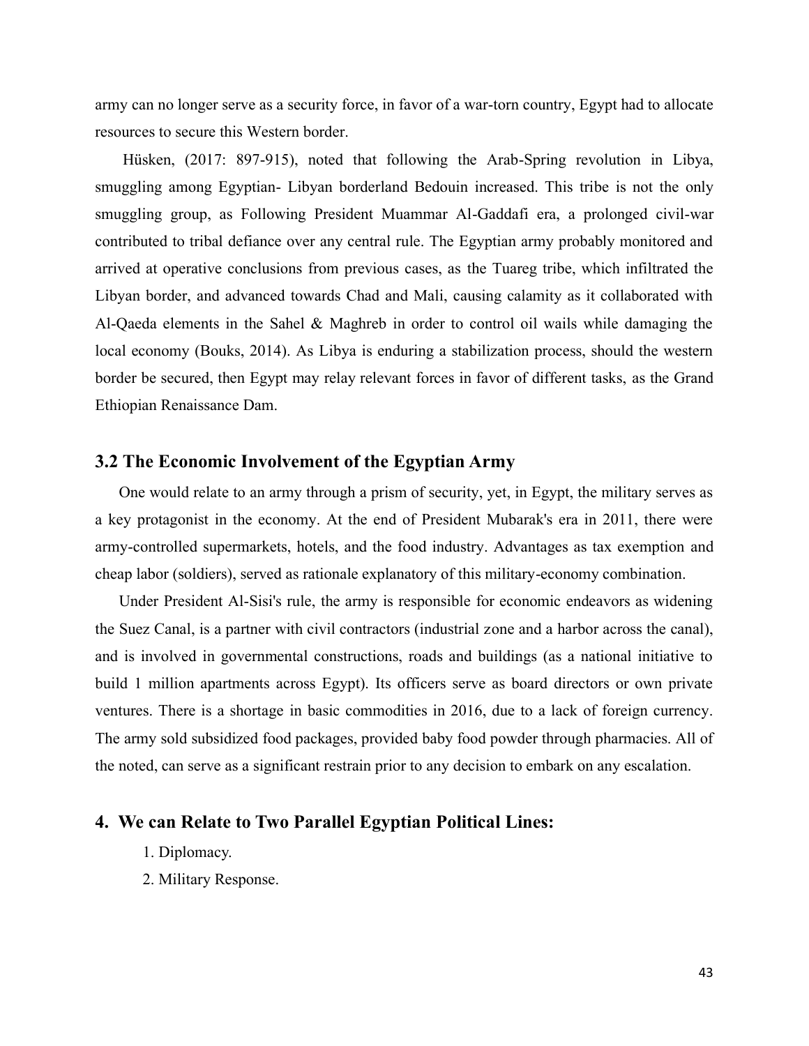army can no longer serve as a security force, in favor of a war-torn country, Egypt had to allocate resources to secure this Western border.

Hüsken, (2017: 897-915), noted that following the Arab-Spring revolution in Libya, smuggling among Egyptian- Libyan borderland Bedouin increased. This tribe is not the only smuggling group, as Following President Muammar Al-Gaddafi era, a prolonged civil-war contributed to tribal defiance over any central rule. The Egyptian army probably monitored and arrived at operative conclusions from previous cases, as the Tuareg tribe, which infiltrated the Libyan border, and advanced towards Chad and Mali, causing calamity as it collaborated with Al-Qaeda elements in the Sahel & Maghreb in order to control oil wails while damaging the local economy (Bouks, 2014). As Libya is enduring a stabilization process, should the western border be secured, then Egypt may relay relevant forces in favor of different tasks, as the Grand Ethiopian Renaissance Dam.

### 3.2 The Economic Involvement of the Egyptian Army

One would relate to an army through a prism of security, yet, in Egypt, the military serves as a key protagonist in the economy. At the end of President Mubarak's era in 2011, there were army-controlled supermarkets, hotels, and the food industry. Advantages as tax exemption and cheap labor (soldiers), served as rationale explanatory of this military-economy combination.

Under President Al-Sisi's rule, the army is responsible for economic endeavors as widening the Suez Canal, is a partner with civil contractors (industrial zone and a harbor across the canal), and is involved in governmental constructions, roads and buildings (as a national initiative to build 1 million apartments across Egypt). Its officers serve as board directors or own private ventures. There is a shortage in basic commodities in 2016, due to a lack of foreign currency. The army sold subsidized food packages, provided baby food powder through pharmacies. All of the noted, can serve as a significant restrain prior to any decision to embark on any escalation.

## 4. We can Relate to Two Parallel Egyptian Political Lines:

1. Diplomacy.
2. Military Response.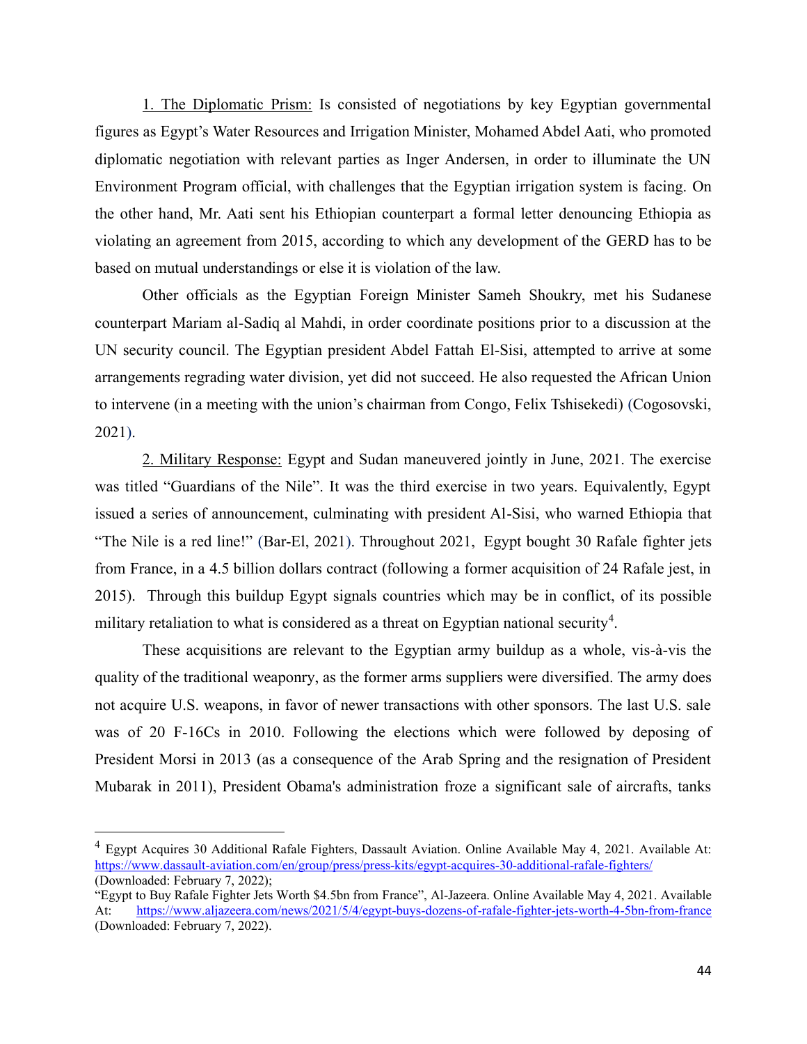1. The Diplomatic Prism: Is consisted of negotiations by key Egyptian governmental figures as Egypt's Water Resources and Irrigation Minister, Mohamed Abdel Aati, who promoted diplomatic negotiation with relevant parties as Inger Andersen, in order to illuminate the UN Environment Program official, with challenges that the Egyptian irrigation system is facing. On the other hand, Mr. Aati sent his Ethiopian counterpart a formal letter denouncing Ethiopia as violating an agreement from 2015, according to which any development of the GERD has to be based on mutual understandings or else it is violation of the law.

Other officials as the Egyptian Foreign Minister Sameh Shoukry, met his Sudanese counterpart Mariam al-Sadiq al Mahdi, in order coordinate positions prior to a discussion at the UN security council. The Egyptian president Abdel Fattah El-Sisi, attempted to arrive at some arrangements regrading water division, yet did not succeed. He also requested the African Union to intervene (in a meeting with the union's chairman from Congo, Felix Tshisekedi) (Cogosovski, 2021).

2. Military Response: Egypt and Sudan maneuvered jointly in June, 2021. The exercise was titled "Guardians of the Nile". It was the third exercise in two years. Equivalently, Egypt issued a series of announcement, culminating with president Al-Sisi, who warned Ethiopia that "The Nile is a red line!" (Bar-El, 2021). Throughout 2021, Egypt bought 30 Rafale fighter jets from France, in a 4.5 billion dollars contract (following a former acquisition of 24 Rafale jest, in 2015). Through this buildup Egypt signals countries which may be in conflict, of its possible military retaliation to what is considered as a threat on Egyptian national security[4].

These acquisitions are relevant to the Egyptian army buildup as a whole, vis-à-vis the quality of the traditional weaponry, as the former arms suppliers were diversified. The army does not acquire U.S. weapons, in favor of newer transactions with other sponsors. The last U.S. sale was of 20 F-16Cs in 2010. Following the elections which were followed by deposing of President Morsi in 2013 (as a consequence of the Arab Spring and the resignation of President Mubarak in 2011), President Obama's administration froze a significant sale of aircrafts, tanks

---

[4] Egypt Acquires 30 Additional Rafale Fighters, Dassault Aviation. Online Available May 4, 2021. Available At: https://www.dassault-aviation.com/en/group/press/press-kits/egypt-acquires-30-additional-rafale-fighters/ (Downloaded: February 7, 2022);
"Egypt to Buy Rafale Fighter Jets Worth $4.5bn from France", Al-Jazeera. Online Available May 4, 2021. Available At: https://www.aljazeera.com/news/2021/5/4/egypt-buys-dozens-of-rafale-fighter-jets-worth-4-5bn-from-france (Downloaded: February 7, 2022).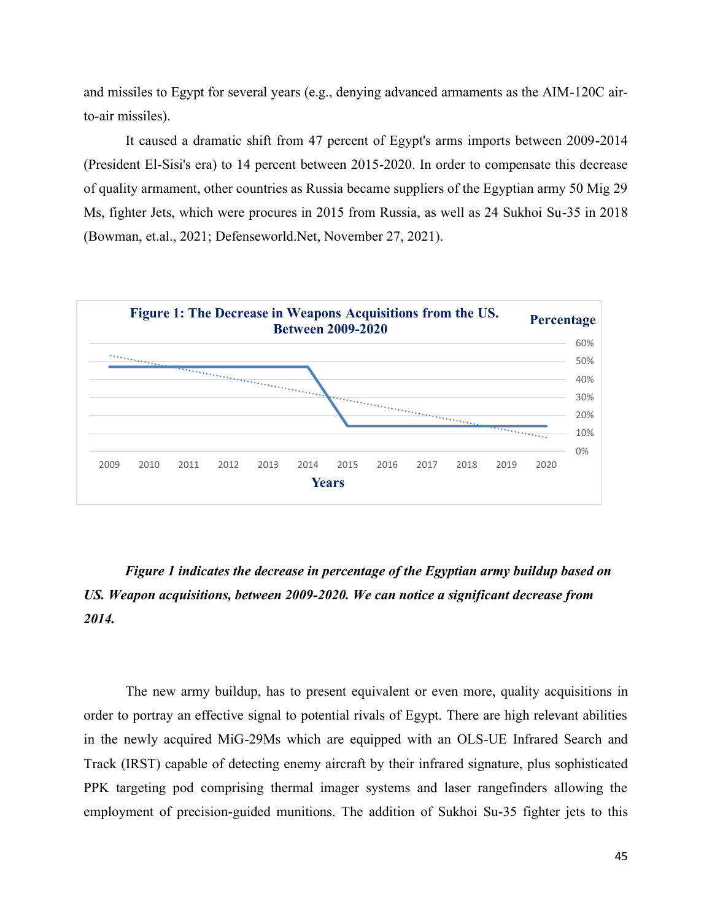and missiles to Egypt for several years (e.g., denying advanced armaments as the AIM-120C air-to-air missiles).

It caused a dramatic shift from 47 percent of Egypt's arms imports between 2009-2014 (President El-Sisi's era) to 14 percent between 2015-2020. In order to compensate this decrease of quality armament, other countries as Russia became suppliers of the Egyptian army 50 Mig 29 Ms, fighter Jets, which were procures in 2015 from Russia, as well as 24 Sukhoi Su-35 in 2018 (Bowman, et.al., 2021; Defenseworld.Net, November 27, 2021).

**Figure 1: The Decrease in Weapons Acquisitions from the US. Between 2009-2020**

***Figure 1 indicates the decrease in percentage of the Egyptian army buildup based on US. Weapon acquisitions, between 2009-2020. We can notice a significant decrease from 2014.***

The new army buildup, has to present equivalent or even more, quality acquisitions in order to portray an effective signal to potential rivals of Egypt. There are high relevant abilities in the newly acquired MiG-29Ms which are equipped with an OLS-UE Infrared Search and Track (IRST) capable of detecting enemy aircraft by their infrared signature, plus sophisticated PPK targeting pod comprising thermal imager systems and laser rangefinders allowing the employment of precision-guided munitions. The addition of Sukhoi Su-35 fighter jets to this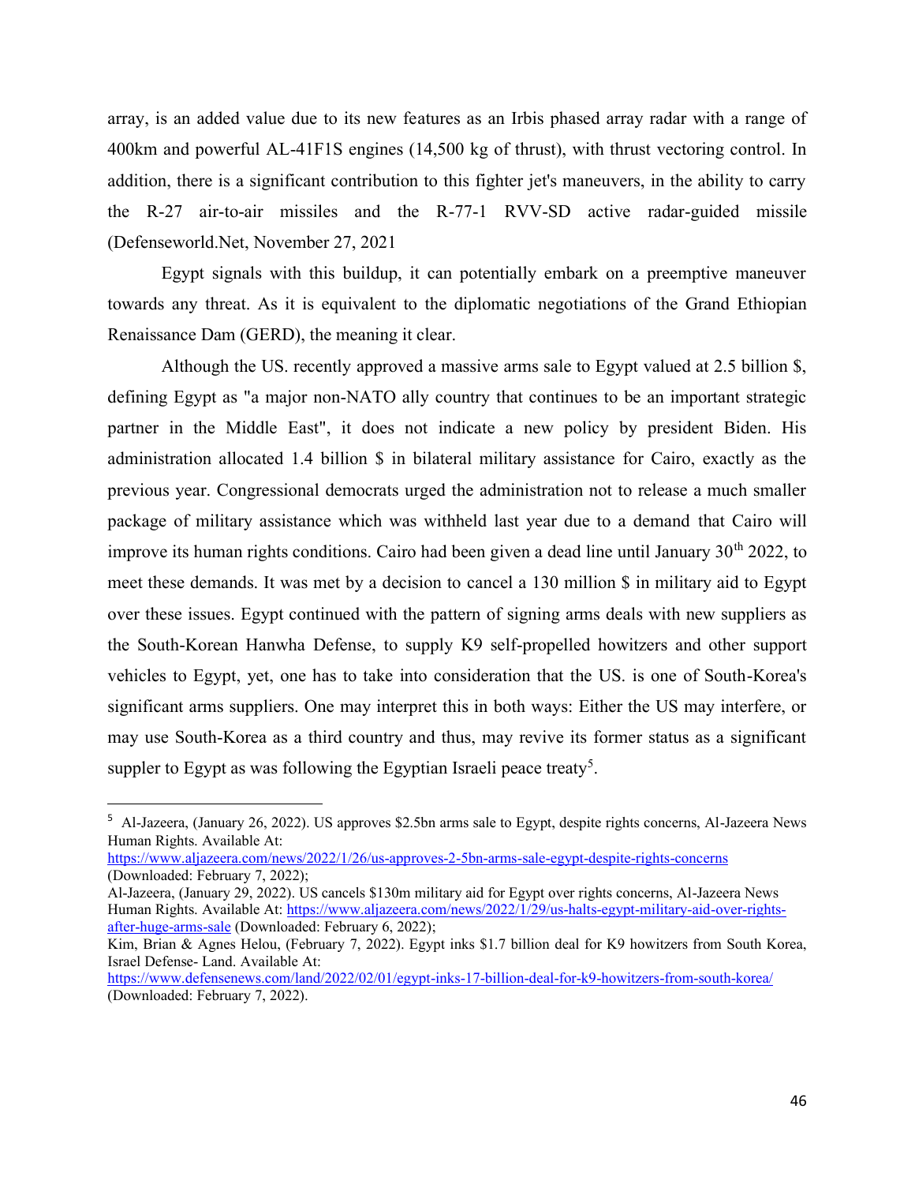array, is an added value due to its new features as an Irbis phased array radar with a range of 400km and powerful AL-41F1S engines (14,500 kg of thrust), with thrust vectoring control. In addition, there is a significant contribution to this fighter jet's maneuvers, in the ability to carry the R-27 air-to-air missiles and the R-77-1 RVV-SD active radar-guided missile (Defenseworld.Net, November 27, 2021

Egypt signals with this buildup, it can potentially embark on a preemptive maneuver towards any threat. As it is equivalent to the diplomatic negotiations of the Grand Ethiopian Renaissance Dam (GERD), the meaning it clear.

Although the US. recently approved a massive arms sale to Egypt valued at 2.5 billion $, defining Egypt as "a major non-NATO ally country that continues to be an important strategic partner in the Middle East", it does not indicate a new policy by president Biden. His administration allocated 1.4 billion $ in bilateral military assistance for Cairo, exactly as the previous year. Congressional democrats urged the administration not to release a much smaller package of military assistance which was withheld last year due to a demand that Cairo will improve its human rights conditions. Cairo had been given a dead line until January 30th 2022, to meet these demands. It was met by a decision to cancel a 130 million $ in military aid to Egypt over these issues. Egypt continued with the pattern of signing arms deals with new suppliers as the South-Korean Hanwha Defense, to supply K9 self-propelled howitzers and other support vehicles to Egypt, yet, one has to take into consideration that the US. is one of South-Korea's significant arms suppliers. One may interpret this in both ways: Either the US may interfere, or may use South-Korea as a third country and thus, may revive its former status as a significant suppler to Egypt as was following the Egyptian Israeli peace treaty[5].

---

[5] Al-Jazeera, (January 26, 2022). US approves $2.5bn arms sale to Egypt, despite rights concerns, Al-Jazeera News Human Rights. Available At: https://www.aljazeera.com/news/2022/1/26/us-approves-2-5bn-arms-sale-egypt-despite-rights-concerns (Downloaded: February 7, 2022);

Al-Jazeera, (January 29, 2022). US cancels $130m military aid for Egypt over rights concerns, Al-Jazeera News Human Rights. Available At: https://www.aljazeera.com/news/2022/1/29/us-halts-egypt-military-aid-over-rights-after-huge-arms-sale (Downloaded: February 6, 2022);

Kim, Brian & Agnes Helou, (February 7, 2022). Egypt inks $1.7 billion deal for K9 howitzers from South Korea, Israel Defense- Land. Available At: https://www.defensenews.com/land/2022/02/01/egypt-inks-17-billion-deal-for-k9-howitzers-from-south-korea/ (Downloaded: February 7, 2022).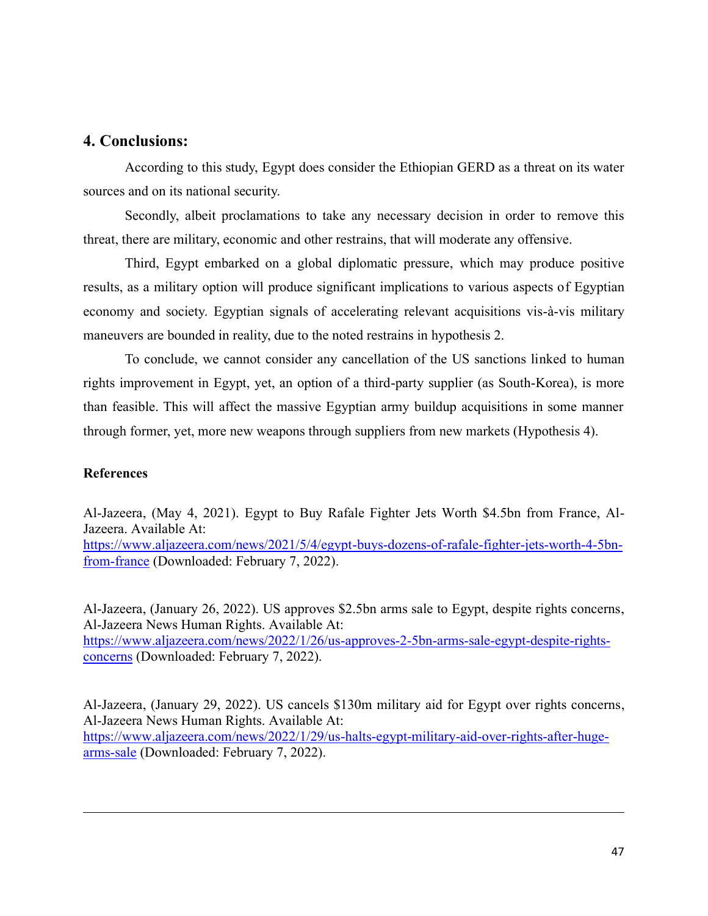## 4. Conclusions:

According to this study, Egypt does consider the Ethiopian GERD as a threat on its water sources and on its national security.

Secondly, albeit proclamations to take any necessary decision in order to remove this threat, there are military, economic and other restrains, that will moderate any offensive.

Third, Egypt embarked on a global diplomatic pressure, which may produce positive results, as a military option will produce significant implications to various aspects of Egyptian economy and society. Egyptian signals of accelerating relevant acquisitions vis-à-vis military maneuvers are bounded in reality, due to the noted restrains in hypothesis 2.

To conclude, we cannot consider any cancellation of the US sanctions linked to human rights improvement in Egypt, yet, an option of a third-party supplier (as South-Korea), is more than feasible. This will affect the massive Egyptian army buildup acquisitions in some manner through former, yet, more new weapons through suppliers from new markets (Hypothesis 4).

**References**

Al-Jazeera, (May 4, 2021). Egypt to Buy Rafale Fighter Jets Worth $4.5bn from France, Al-Jazeera. Available At: https://www.aljazeera.com/news/2021/5/4/egypt-buys-dozens-of-rafale-fighter-jets-worth-4-5bn-from-france (Downloaded: February 7, 2022).

Al-Jazeera, (January 26, 2022). US approves $2.5bn arms sale to Egypt, despite rights concerns, Al-Jazeera News Human Rights. Available At: https://www.aljazeera.com/news/2022/1/26/us-approves-2-5bn-arms-sale-egypt-despite-rights-concerns (Downloaded: February 7, 2022).

Al-Jazeera, (January 29, 2022). US cancels $130m military aid for Egypt over rights concerns, Al-Jazeera News Human Rights. Available At: https://www.aljazeera.com/news/2022/1/29/us-halts-egypt-military-aid-over-rights-after-huge-arms-sale (Downloaded: February 7, 2022).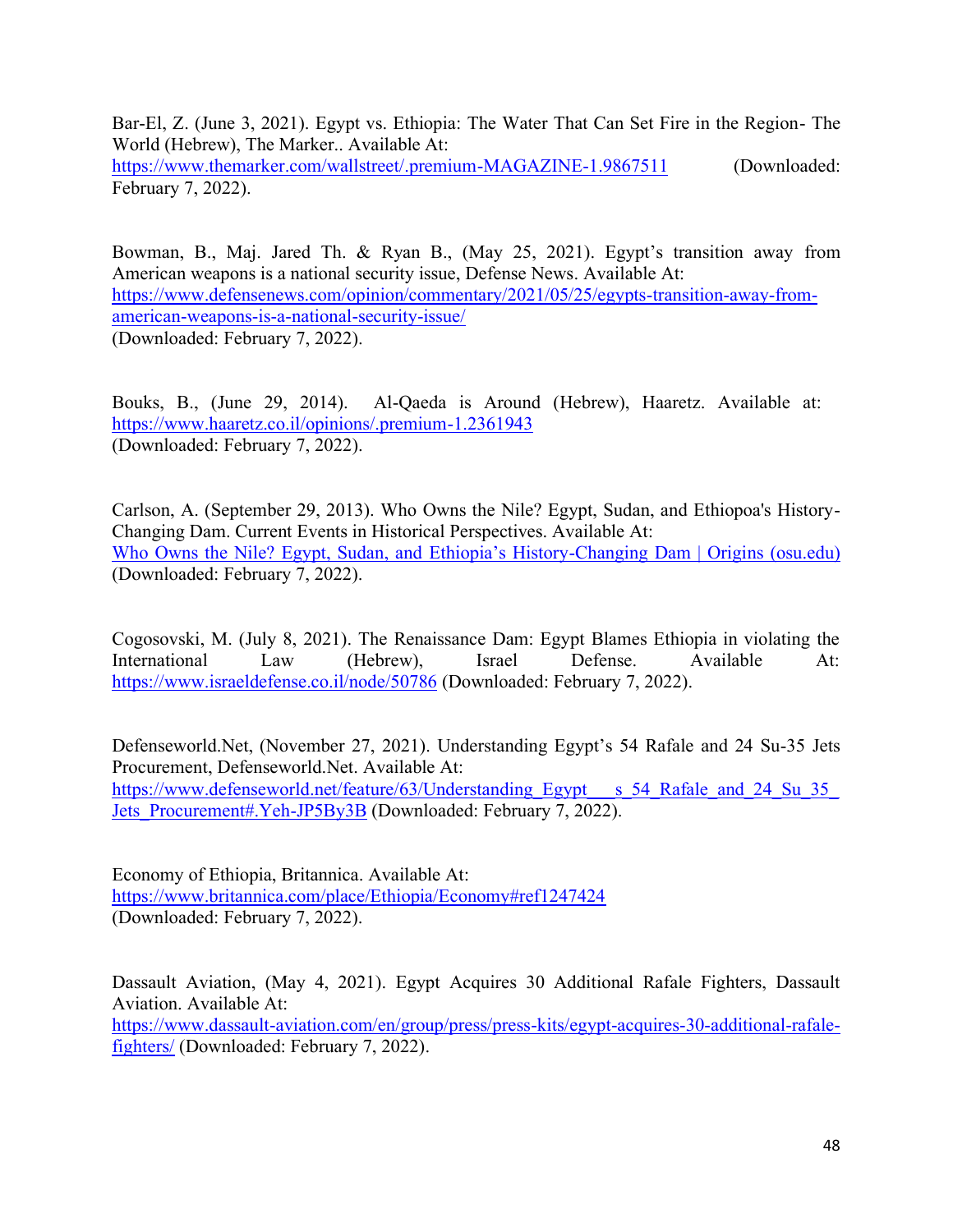Bar-El, Z. (June 3, 2021). Egypt vs. Ethiopia: The Water That Can Set Fire in the Region- The World (Hebrew), The Marker.. Available At: https://www.themarker.com/wallstreet/.premium-MAGAZINE-1.9867511 (Downloaded: February 7, 2022).

Bowman, B., Maj. Jared Th. & Ryan B., (May 25, 2021). Egypt's transition away from American weapons is a national security issue, Defense News. Available At: https://www.defensenews.com/opinion/commentary/2021/05/25/egypts-transition-away-from-american-weapons-is-a-national-security-issue/ (Downloaded: February 7, 2022).

Bouks, B., (June 29, 2014). Al-Qaeda is Around (Hebrew), Haaretz. Available at: https://www.haaretz.co.il/opinions/.premium-1.2361943 (Downloaded: February 7, 2022).

Carlson, A. (September 29, 2013). Who Owns the Nile? Egypt, Sudan, and Ethiopoa's History-Changing Dam. Current Events in Historical Perspectives. Available At: Who Owns the Nile? Egypt, Sudan, and Ethiopia's History-Changing Dam | Origins (osu.edu) (Downloaded: February 7, 2022).

Cogosovski, M. (July 8, 2021). The Renaissance Dam: Egypt Blames Ethiopia in violating the International Law (Hebrew), Israel Defense. Available At: https://www.israeldefense.co.il/node/50786 (Downloaded: February 7, 2022).

Defenseworld.Net, (November 27, 2021). Understanding Egypt's 54 Rafale and 24 Su-35 Jets Procurement, Defenseworld.Net. Available At: https://www.defenseworld.net/feature/63/Understanding_Egypt___s_54_Rafale_and_24_Su_35_Jets_Procurement#.Yeh-JP5By3B (Downloaded: February 7, 2022).

Economy of Ethiopia, Britannica. Available At: https://www.britannica.com/place/Ethiopia/Economy#ref1247424 (Downloaded: February 7, 2022).

Dassault Aviation, (May 4, 2021). Egypt Acquires 30 Additional Rafale Fighters, Dassault Aviation. Available At: https://www.dassault-aviation.com/en/group/press/press-kits/egypt-acquires-30-additional-rafale-fighters/ (Downloaded: February 7, 2022).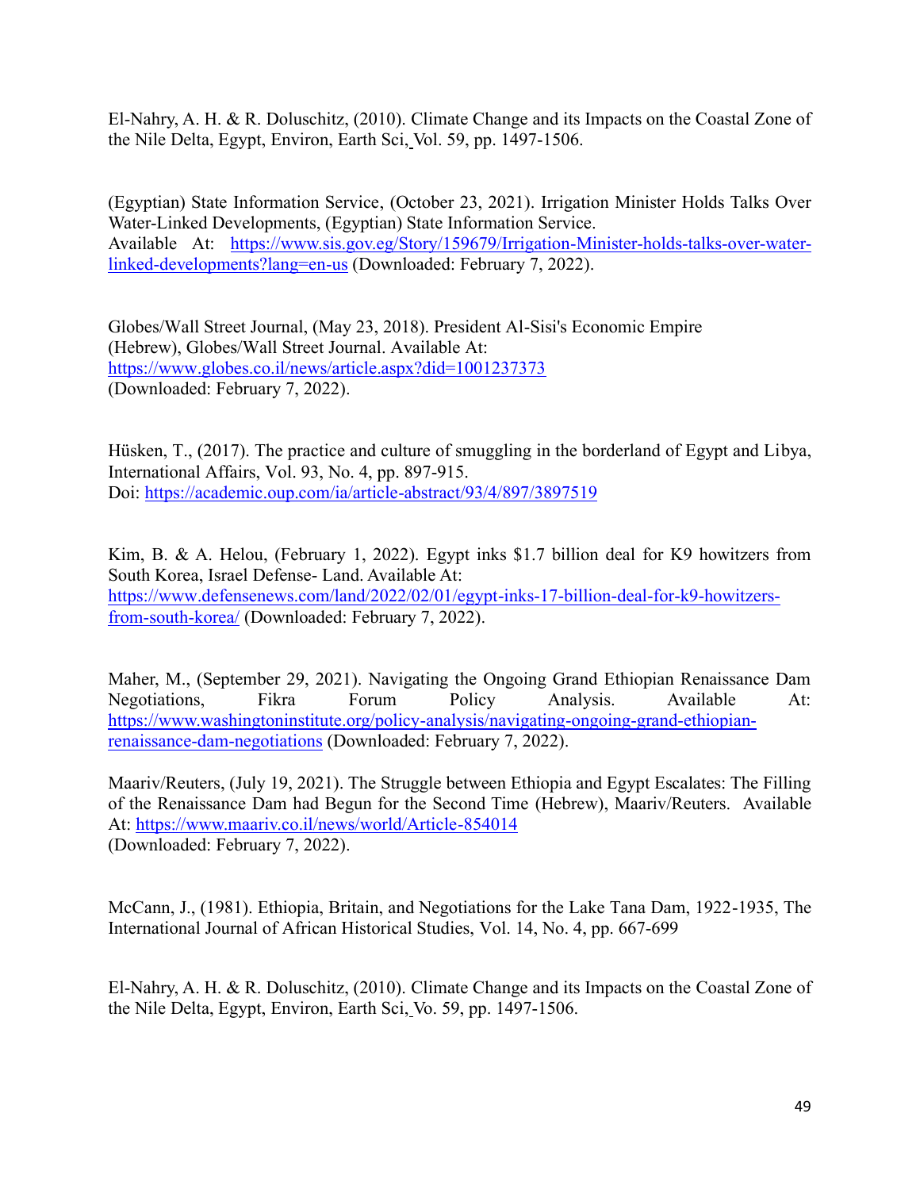El-Nahry, A. H. & R. Doluschitz, (2010). Climate Change and its Impacts on the Coastal Zone of the Nile Delta, Egypt, Environ, Earth Sci, Vol. 59, pp. 1497-1506.

(Egyptian) State Information Service, (October 23, 2021). Irrigation Minister Holds Talks Over Water-Linked Developments, (Egyptian) State Information Service.
Available At: https://www.sis.gov.eg/Story/159679/Irrigation-Minister-holds-talks-over-water-linked-developments?lang=en-us (Downloaded: February 7, 2022).

Globes/Wall Street Journal, (May 23, 2018). President Al-Sisi's Economic Empire (Hebrew), Globes/Wall Street Journal. Available At: https://www.globes.co.il/news/article.aspx?did=1001237373 (Downloaded: February 7, 2022).

Hüsken, T., (2017). The practice and culture of smuggling in the borderland of Egypt and Libya, International Affairs, Vol. 93, No. 4, pp. 897-915.
Doi: https://academic.oup.com/ia/article-abstract/93/4/897/3897519

Kim, B. & A. Helou, (February 1, 2022). Egypt inks $1.7 billion deal for K9 howitzers from South Korea, Israel Defense- Land. Available At: https://www.defensenews.com/land/2022/02/01/egypt-inks-17-billion-deal-for-k9-howitzers-from-south-korea/ (Downloaded: February 7, 2022).

Maher, M., (September 29, 2021). Navigating the Ongoing Grand Ethiopian Renaissance Dam Negotiations, Fikra Forum Policy Analysis. Available At: https://www.washingtoninstitute.org/policy-analysis/navigating-ongoing-grand-ethiopian-renaissance-dam-negotiations (Downloaded: February 7, 2022).

Maariv/Reuters, (July 19, 2021). The Struggle between Ethiopia and Egypt Escalates: The Filling of the Renaissance Dam had Begun for the Second Time (Hebrew), Maariv/Reuters. Available At: https://www.maariv.co.il/news/world/Article-854014 (Downloaded: February 7, 2022).

McCann, J., (1981). Ethiopia, Britain, and Negotiations for the Lake Tana Dam, 1922-1935, The International Journal of African Historical Studies, Vol. 14, No. 4, pp. 667-699

El-Nahry, A. H. & R. Doluschitz, (2010). Climate Change and its Impacts on the Coastal Zone of the Nile Delta, Egypt, Environ, Earth Sci, Vo. 59, pp. 1497-1506.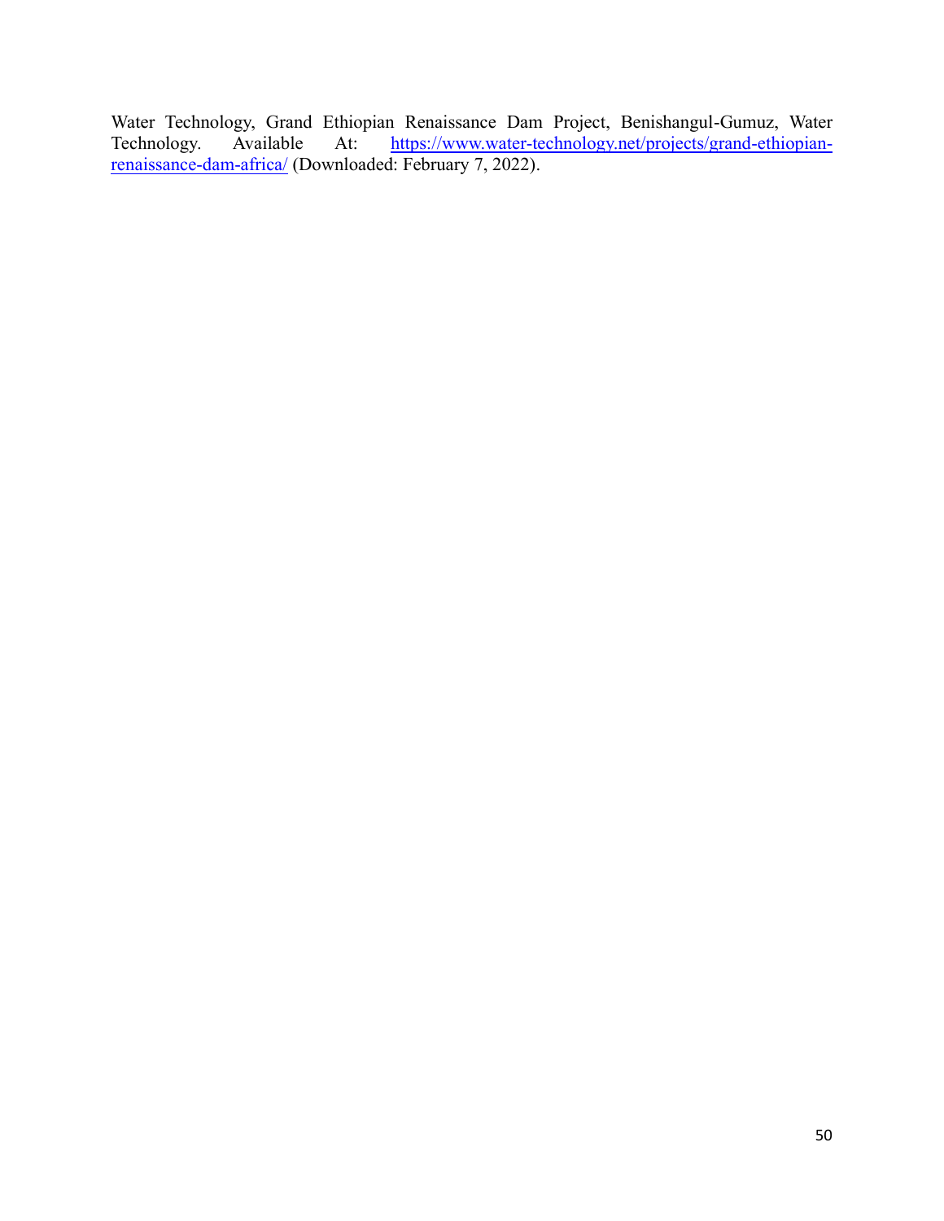Water Technology, Grand Ethiopian Renaissance Dam Project, Benishangul-Gumuz, Water Technology. Available At: [https://www.water-technology.net/projects/grand-ethiopian-renaissance-dam-africa/](https://www.water-technology.net/projects/grand-ethiopian-renaissance-dam-africa/) (Downloaded: February 7, 2022).